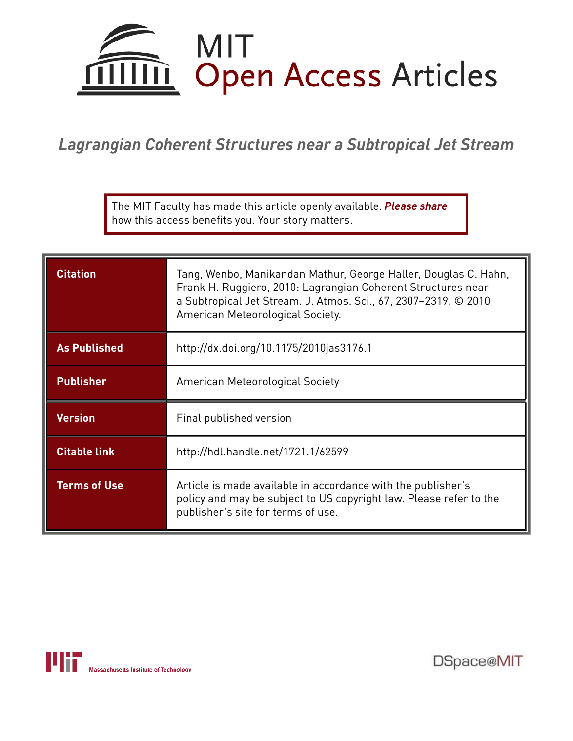# MIT Open Access Articles

## *Lagrangian Coherent Structures near a Subtropical Jet Stream*

The MIT Faculty has made this article openly available. ***Please share*** how this access benefits you. Your story matters.

| | |
|---|---|
| **Citation** | Tang, Wenbo, Manikandan Mathur, George Haller, Douglas C. Hahn, Frank H. Ruggiero, 2010: Lagrangian Coherent Structures near a Subtropical Jet Stream. J. Atmos. Sci., 67, 2307–2319. © 2010 American Meteorological Society. |
| **As Published** | http://dx.doi.org/10.1175/2010jas3176.1 |
| **Publisher** | American Meteorological Society |
| **Version** | Final published version |
| **Citable link** | http://hdl.handle.net/1721.1/62599 |
| **Terms of Use** | Article is made available in accordance with the publisher's policy and may be subject to US copyright law. Please refer to the publisher's site for terms of use. |

Massachusetts Institute of Technology

DSpace@MIT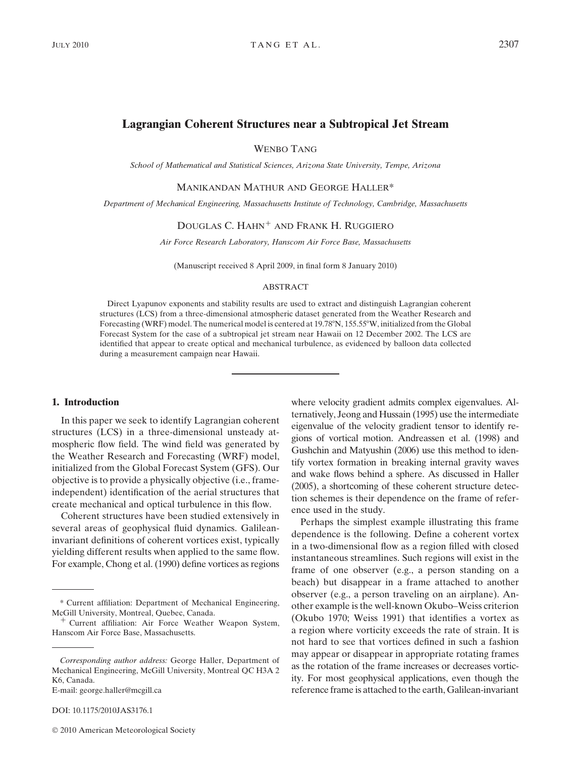# Lagrangian Coherent Structures near a Subtropical Jet Stream

WENBO TANG

*School of Mathematical and Statistical Sciences, Arizona State University, Tempe, Arizona*

MANIKANDAN MATHUR AND GEORGE HALLER*

*Department of Mechanical Engineering, Massachusetts Institute of Technology, Cambridge, Massachusetts*

DOUGLAS C. HAHN+ AND FRANK H. RUGGIERO

*Air Force Research Laboratory, Hanscom Air Force Base, Massachusetts*

(Manuscript received 8 April 2009, in final form 8 January 2010)

## ABSTRACT

Direct Lyapunov exponents and stability results are used to extract and distinguish Lagrangian coherent structures (LCS) from a three-dimensional atmospheric dataset generated from the Weather Research and Forecasting (WRF) model. The numerical model is centered at 19.78°N, 155.55°W, initialized from the Global Forecast System for the case of a subtropical jet stream near Hawaii on 12 December 2002. The LCS are identified that appear to create optical and mechanical turbulence, as evidenced by balloon data collected during a measurement campaign near Hawaii.

## 1. Introduction

In this paper we seek to identify Lagrangian coherent structures (LCS) in a three-dimensional unsteady atmospheric flow field. The wind field was generated by the Weather Research and Forecasting (WRF) model, initialized from the Global Forecast System (GFS). Our objective is to provide a physically objective (i.e., frame-independent) identification of the aerial structures that create mechanical and optical turbulence in this flow.

Coherent structures have been studied extensively in several areas of geophysical fluid dynamics. Galilean-invariant definitions of coherent vortices exist, typically yielding different results when applied to the same flow. For example, Chong et al. (1990) define vortices as regions where velocity gradient admits complex eigenvalues. Alternatively, Jeong and Hussain (1995) use the intermediate eigenvalue of the velocity gradient tensor to identify regions of vortical motion. Andreassen et al. (1998) and Gushchin and Matyushin (2006) use this method to identify vortex formation in breaking internal gravity waves and wake flows behind a sphere. As discussed in Haller (2005), a shortcoming of these coherent structure detection schemes is their dependence on the frame of reference used in the study.

Perhaps the simplest example illustrating this frame dependence is the following. Define a coherent vortex in a two-dimensional flow as a region filled with closed instantaneous streamlines. Such regions will exist in the frame of one observer (e.g., a person standing on a beach) but disappear in a frame attached to another observer (e.g., a person traveling on an airplane). Another example is the well-known Okubo–Weiss criterion (Okubo 1970; Weiss 1991) that identifies a vortex as a region where vorticity exceeds the rate of strain. It is not hard to see that vortices defined in such a fashion may appear or disappear in appropriate rotating frames as the rotation of the frame increases or decreases vorticity. For most geophysical applications, even though the reference frame is attached to the earth, Galilean-invariant

---

* Current affiliation: Department of Mechanical Engineering, McGill University, Montreal, Quebec, Canada.

+ Current affiliation: Air Force Weather Weapon System, Hanscom Air Force Base, Massachusetts.

*Corresponding author address:* George Haller, Department of Mechanical Engineering, McGill University, Montreal QC H3A 2K6, Canada.
E-mail: george.haller@mcgill.ca

DOI: 10.1175/2010JAS3176.1

© 2010 American Meteorological Society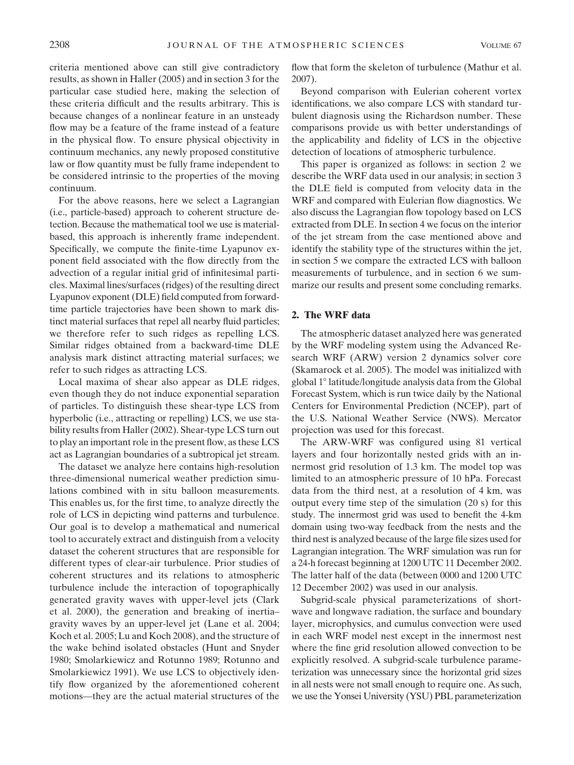criteria mentioned above can still give contradictory results, as shown in Haller (2005) and in section 3 for the particular case studied here, making the selection of these criteria difficult and the results arbitrary. This is because changes of a nonlinear feature in an unsteady flow may be a feature of the frame instead of a feature in the physical flow. To ensure physical objectivity in continuum mechanics, any newly proposed constitutive law or flow quantity must be fully frame independent to be considered intrinsic to the properties of the moving continuum.

For the above reasons, here we select a Lagrangian (i.e., particle-based) approach to coherent structure detection. Because the mathematical tool we use is material-based, this approach is inherently frame independent. Specifically, we compute the finite-time Lyapunov exponent field associated with the flow directly from the advection of a regular initial grid of infinitesimal particles. Maximal lines/surfaces (ridges) of the resulting direct Lyapunov exponent (DLE) field computed from forward-time particle trajectories have been shown to mark distinct material surfaces that repel all nearby fluid particles; we therefore refer to such ridges as repelling LCS. Similar ridges obtained from a backward-time DLE analysis mark distinct attracting material surfaces; we refer to such ridges as attracting LCS.

Local maxima of shear also appear as DLE ridges, even though they do not induce exponential separation of particles. To distinguish these shear-type LCS from hyperbolic (i.e., attracting or repelling) LCS, we use stability results from Haller (2002). Shear-type LCS turn out to play an important role in the present flow, as these LCS act as Lagrangian boundaries of a subtropical jet stream.

The dataset we analyze here contains high-resolution three-dimensional numerical weather prediction simulations combined with in situ balloon measurements. This enables us, for the first time, to analyze directly the role of LCS in depicting wind patterns and turbulence. Our goal is to develop a mathematical and numerical tool to accurately extract and distinguish from a velocity dataset the coherent structures that are responsible for different types of clear-air turbulence. Prior studies of coherent structures and its relations to atmospheric turbulence include the interaction of topographically generated gravity waves with upper-level jets (Clark et al. 2000), the generation and breaking of inertia–gravity waves by an upper-level jet (Lane et al. 2004; Koch et al. 2005; Lu and Koch 2008), and the structure of the wake behind isolated obstacles (Hunt and Snyder 1980; Smolarkiewicz and Rotunno 1989; Rotunno and Smolarkiewicz 1991). We use LCS to objectively identify flow organized by the aforementioned coherent motions—they are the actual material structures of the flow that form the skeleton of turbulence (Mathur et al. 2007).

Beyond comparison with Eulerian coherent vortex identifications, we also compare LCS with standard turbulent diagnosis using the Richardson number. These comparisons provide us with better understandings of the applicability and fidelity of LCS in the objective detection of locations of atmospheric turbulence.

This paper is organized as follows: in section 2 we describe the WRF data used in our analysis; in section 3 the DLE field is computed from velocity data in the WRF and compared with Eulerian flow diagnostics. We also discuss the Lagrangian flow topology based on LCS extracted from DLE. In section 4 we focus on the interior of the jet stream from the case mentioned above and identify the stability type of the structures within the jet, in section 5 we compare the extracted LCS with balloon measurements of turbulence, and in section 6 we summarize our results and present some concluding remarks.

## 2. The WRF data

The atmospheric dataset analyzed here was generated by the WRF modeling system using the Advanced Research WRF (ARW) version 2 dynamics solver core (Skamarock et al. 2005). The model was initialized with global 1° latitude/longitude analysis data from the Global Forecast System, which is run twice daily by the National Centers for Environmental Prediction (NCEP), part of the U.S. National Weather Service (NWS). Mercator projection was used for this forecast.

The ARW-WRF was configured using 81 vertical layers and four horizontally nested grids with an innermost grid resolution of 1.3 km. The model top was limited to an atmospheric pressure of 10 hPa. Forecast data from the third nest, at a resolution of 4 km, was output every time step of the simulation (20 s) for this study. The innermost grid was used to benefit the 4-km domain using two-way feedback from the nests and the third nest is analyzed because of the large file sizes used for Lagrangian integration. The WRF simulation was run for a 24-h forecast beginning at 1200 UTC 11 December 2002. The latter half of the data (between 0000 and 1200 UTC 12 December 2002) was used in our analysis.

Subgrid-scale physical parameterizations of shortwave and longwave radiation, the surface and boundary layer, microphysics, and cumulus convection were used in each WRF model nest except in the innermost nest where the fine grid resolution allowed convection to be explicitly resolved. A subgrid-scale turbulence parameterization was unnecessary since the horizontal grid sizes in all nests were not small enough to require one. As such, we use the Yonsei University (YSU) PBL parameterization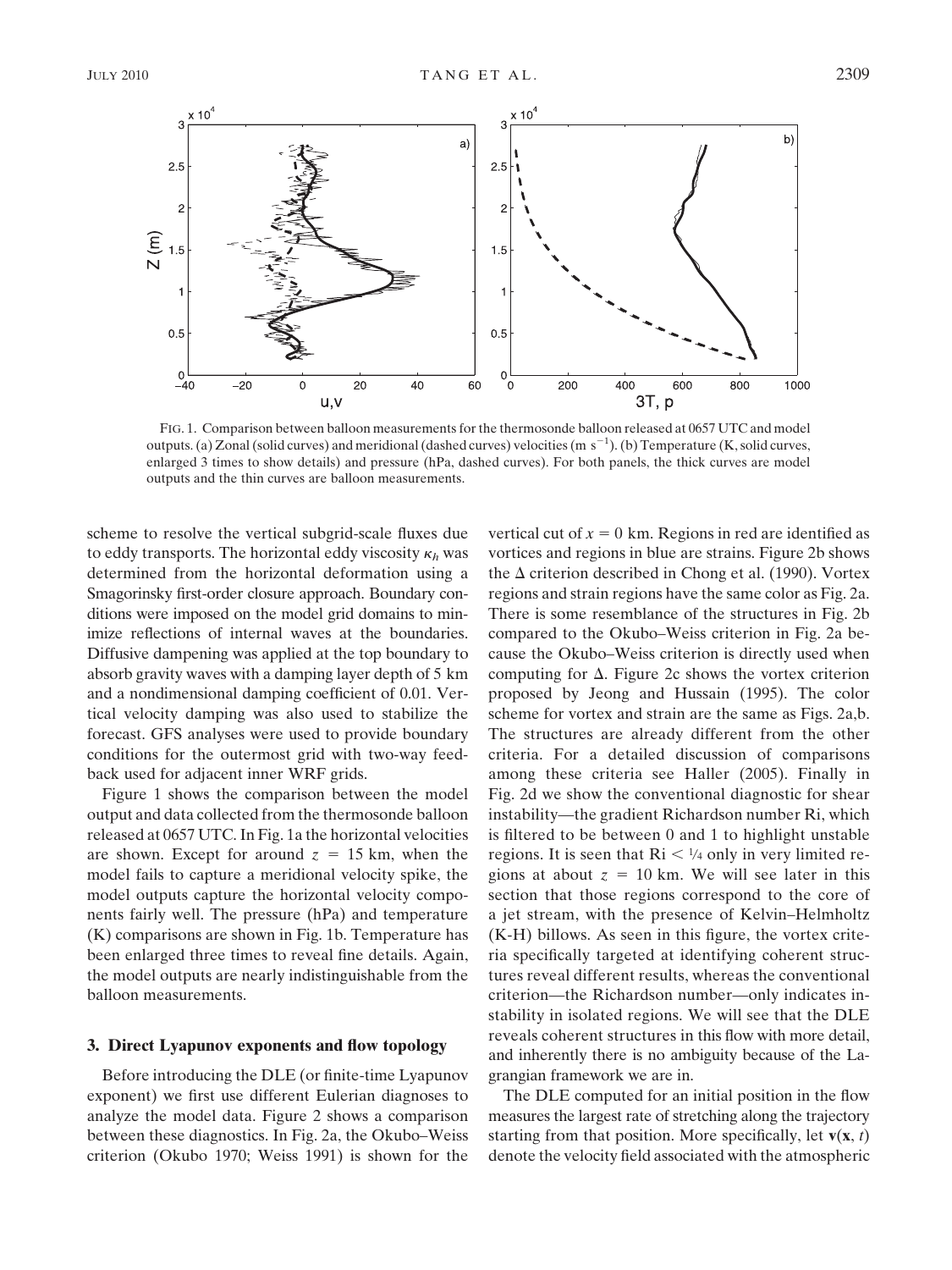FIG. 1. Comparison between balloon measurements for the thermosonde balloon released at 0657 UTC and model outputs. (a) Zonal (solid curves) and meridional (dashed curves) velocities (m s$^{-1}$). (b) Temperature (K, solid curves, enlarged 3 times to show details) and pressure (hPa, dashed curves). For both panels, the thick curves are model outputs and the thin curves are balloon measurements.

scheme to resolve the vertical subgrid-scale fluxes due to eddy transports. The horizontal eddy viscosity $\kappa_h$ was determined from the horizontal deformation using a Smagorinsky first-order closure approach. Boundary conditions were imposed on the model grid domains to minimize reflections of internal waves at the boundaries. Diffusive dampening was applied at the top boundary to absorb gravity waves with a damping layer depth of 5 km and a nondimensional damping coefficient of 0.01. Vertical velocity damping was also used to stabilize the forecast. GFS analyses were used to provide boundary conditions for the outermost grid with two-way feedback used for adjacent inner WRF grids.

Figure 1 shows the comparison between the model output and data collected from the thermosonde balloon released at 0657 UTC. In Fig. 1a the horizontal velocities are shown. Except for around $z = 15$ km, when the model fails to capture a meridional velocity spike, the model outputs capture the horizontal velocity components fairly well. The pressure (hPa) and temperature (K) comparisons are shown in Fig. 1b. Temperature has been enlarged three times to reveal fine details. Again, the model outputs are nearly indistinguishable from the balloon measurements.

## 3. Direct Lyapunov exponents and flow topology

Before introducing the DLE (or finite-time Lyapunov exponent) we first use different Eulerian diagnoses to analyze the model data. Figure 2 shows a comparison between these diagnostics. In Fig. 2a, the Okubo–Weiss criterion (Okubo 1970; Weiss 1991) is shown for the vertical cut of $x = 0$ km. Regions in red are identified as vortices and regions in blue are strains. Figure 2b shows the $\Delta$ criterion described in Chong et al. (1990). Vortex regions and strain regions have the same color as Fig. 2a. There is some resemblance of the structures in Fig. 2b compared to the Okubo–Weiss criterion in Fig. 2a because the Okubo–Weiss criterion is directly used when computing for $\Delta$. Figure 2c shows the vortex criterion proposed by Jeong and Hussain (1995). The color scheme for vortex and strain are the same as Figs. 2a,b. The structures are already different from the other criteria. For a detailed discussion of comparisons among these criteria see Haller (2005). Finally in Fig. 2d we show the conventional diagnostic for shear instability—the gradient Richardson number Ri, which is filtered to be between 0 and 1 to highlight unstable regions. It is seen that $\mathrm{Ri} < 1/4$ only in very limited regions at about $z = 10$ km. We will see later in this section that those regions correspond to the core of a jet stream, with the presence of Kelvin–Helmholtz (K-H) billows. As seen in this figure, the vortex criteria specifically targeted at identifying coherent structures reveal different results, whereas the conventional criterion—the Richardson number—only indicates instability in isolated regions. We will see that the DLE reveals coherent structures in this flow with more detail, and inherently there is no ambiguity because of the Lagrangian framework we are in.

The DLE computed for an initial position in the flow measures the largest rate of stretching along the trajectory starting from that position. More specifically, let $\mathbf{v}(\mathbf{x}, t)$ denote the velocity field associated with the atmospheric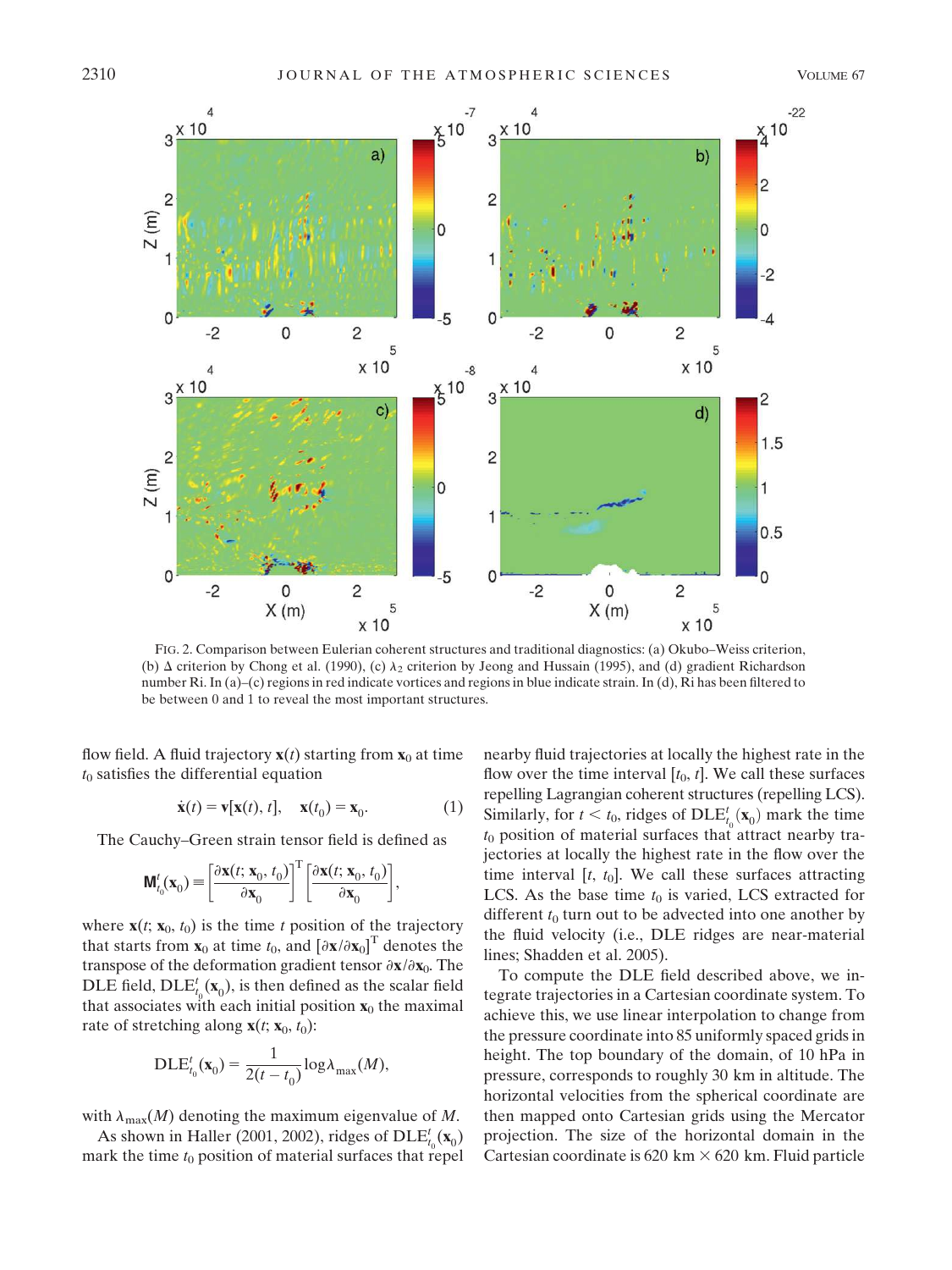FIG. 2. Comparison between Eulerian coherent structures and traditional diagnostics: (a) Okubo–Weiss criterion, (b) $\Delta$ criterion by Chong et al. (1990), (c) $\lambda_2$ criterion by Jeong and Hussain (1995), and (d) gradient Richardson number Ri. In (a)–(c) regions in red indicate vortices and regions in blue indicate strain. In (d), Ri has been filtered to be between 0 and 1 to reveal the most important structures.

flow field. A fluid trajectory $\mathbf{x}(t)$ starting from $\mathbf{x}_0$ at time $t_0$ satisfies the differential equation

$$\dot{\mathbf{x}}(t) = \mathbf{v}[\mathbf{x}(t), t], \quad \mathbf{x}(t_0) = \mathbf{x}_0. \tag{1}$$

The Cauchy–Green strain tensor field is defined as

$$\mathbf{M}_{t_0}^{t}(\mathbf{x}_0) \equiv \left[\frac{\partial \mathbf{x}(t; \mathbf{x}_0, t_0)}{\partial \mathbf{x}_0}\right]^{\mathrm{T}} \left[\frac{\partial \mathbf{x}(t; \mathbf{x}_0, t_0)}{\partial \mathbf{x}_0}\right],$$

where $\mathbf{x}(t; \mathbf{x}_0, t_0)$ is the time $t$ position of the trajectory that starts from $\mathbf{x}_0$ at time $t_0$, and $[\partial \mathbf{x}/\partial \mathbf{x}_0]^{\mathrm{T}}$ denotes the transpose of the deformation gradient tensor $\partial \mathbf{x}/\partial \mathbf{x}_0$. The DLE field, $\mathrm{DLE}_{t_0}^{t}(\mathbf{x}_0)$, is then defined as the scalar field that associates with each initial position $\mathbf{x}_0$ the maximal rate of stretching along $\mathbf{x}(t; \mathbf{x}_0, t_0)$:

$$\mathrm{DLE}_{t_0}^{t}(\mathbf{x}_0) = \frac{1}{2(t - t_0)} \log \lambda_{\max}(M),$$

with $\lambda_{\max}(M)$ denoting the maximum eigenvalue of $M$.

As shown in Haller (2001, 2002), ridges of $\mathrm{DLE}_{t_0}^{t}(\mathbf{x}_0)$ mark the time $t_0$ position of material surfaces that repel nearby fluid trajectories at locally the highest rate in the flow over the time interval $[t_0, t]$. We call these surfaces repelling Lagrangian coherent structures (repelling LCS). Similarly, for $t < t_0$, ridges of $\mathrm{DLE}_{t_0}^{t}(\mathbf{x}_0)$ mark the time $t_0$ position of material surfaces that attract nearby trajectories at locally the highest rate in the flow over the time interval $[t, t_0]$. We call these surfaces attracting LCS. As the base time $t_0$ is varied, LCS extracted for different $t_0$ turn out to be advected into one another by the fluid velocity (i.e., DLE ridges are near-material lines; Shadden et al. 2005).

To compute the DLE field described above, we integrate trajectories in a Cartesian coordinate system. To achieve this, we use linear interpolation to change from the pressure coordinate into 85 uniformly spaced grids in height. The top boundary of the domain, of 10 hPa in pressure, corresponds to roughly 30 km in altitude. The horizontal velocities from the spherical coordinate are then mapped onto Cartesian grids using the Mercator projection. The size of the horizontal domain in the Cartesian coordinate is 620 km × 620 km. Fluid particle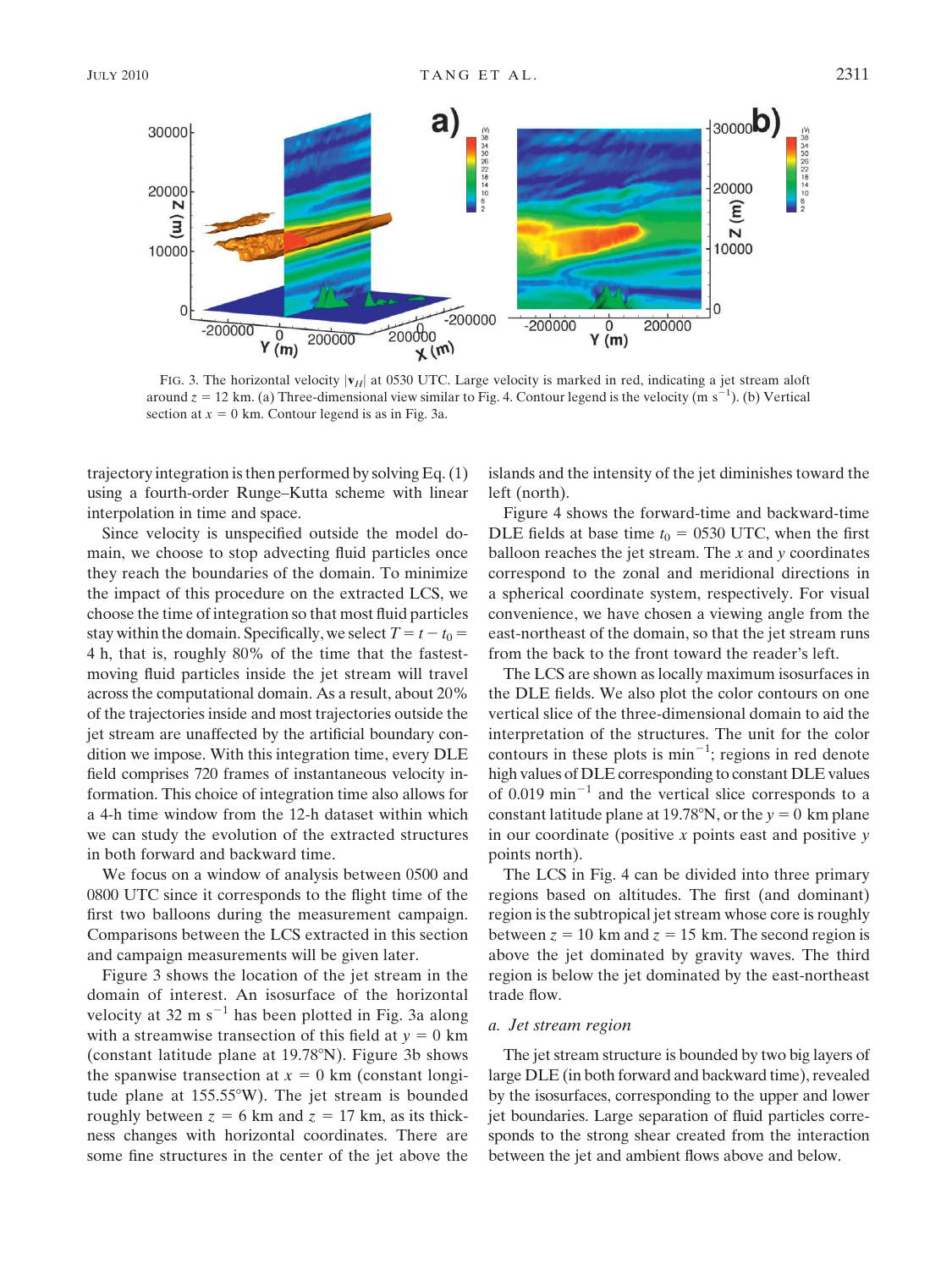FIG. 3. The horizontal velocity $|\mathbf{v}_H|$ at 0530 UTC. Large velocity is marked in red, indicating a jet stream aloft around $z = 12$ km. (a) Three-dimensional view similar to Fig. 4. Contour legend is the velocity (m s$^{-1}$). (b) Vertical section at $x = 0$ km. Contour legend is as in Fig. 3a.

trajectory integration is then performed by solving Eq. (1) using a fourth-order Runge–Kutta scheme with linear interpolation in time and space.

Since velocity is unspecified outside the model domain, we choose to stop advecting fluid particles once they reach the boundaries of the domain. To minimize the impact of this procedure on the extracted LCS, we choose the time of integration so that most fluid particles stay within the domain. Specifically, we select $T = t - t_0 =$ 4 h, that is, roughly 80% of the time that the fastest-moving fluid particles inside the jet stream will travel across the computational domain. As a result, about 20% of the trajectories inside and most trajectories outside the jet stream are unaffected by the artificial boundary condition we impose. With this integration time, every DLE field comprises 720 frames of instantaneous velocity information. This choice of integration time also allows for a 4-h time window from the 12-h dataset within which we can study the evolution of the extracted structures in both forward and backward time.

We focus on a window of analysis between 0500 and 0800 UTC since it corresponds to the flight time of the first two balloons during the measurement campaign. Comparisons between the LCS extracted in this section and campaign measurements will be given later.

Figure 3 shows the location of the jet stream in the domain of interest. An isosurface of the horizontal velocity at 32 m s$^{-1}$ has been plotted in Fig. 3a along with a streamwise transection of this field at $y = 0$ km (constant latitude plane at 19.78°N). Figure 3b shows the spanwise transection at $x = 0$ km (constant longitude plane at 155.55°W). The jet stream is bounded roughly between $z = 6$ km and $z = 17$ km, as its thickness changes with horizontal coordinates. There are some fine structures in the center of the jet above the islands and the intensity of the jet diminishes toward the left (north).

Figure 4 shows the forward-time and backward-time DLE fields at base time $t_0 = 0530$ UTC, when the first balloon reaches the jet stream. The $x$ and $y$ coordinates correspond to the zonal and meridional directions in a spherical coordinate system, respectively. For visual convenience, we have chosen a viewing angle from the east-northeast of the domain, so that the jet stream runs from the back to the front toward the reader's left.

The LCS are shown as locally maximum isosurfaces in the DLE fields. We also plot the color contours on one vertical slice of the three-dimensional domain to aid the interpretation of the structures. The unit for the color contours in these plots is min$^{-1}$; regions in red denote high values of DLE corresponding to constant DLE values of 0.019 min$^{-1}$ and the vertical slice corresponds to a constant latitude plane at 19.78°N, or the $y = 0$ km plane in our coordinate (positive $x$ points east and positive $y$ points north).

The LCS in Fig. 4 can be divided into three primary regions based on altitudes. The first (and dominant) region is the subtropical jet stream whose core is roughly between $z = 10$ km and $z = 15$ km. The second region is above the jet dominated by gravity waves. The third region is below the jet dominated by the east-northeast trade flow.

### *a. Jet stream region*

The jet stream structure is bounded by two big layers of large DLE (in both forward and backward time), revealed by the isosurfaces, corresponding to the upper and lower jet boundaries. Large separation of fluid particles corresponds to the strong shear created from the interaction between the jet and ambient flows above and below.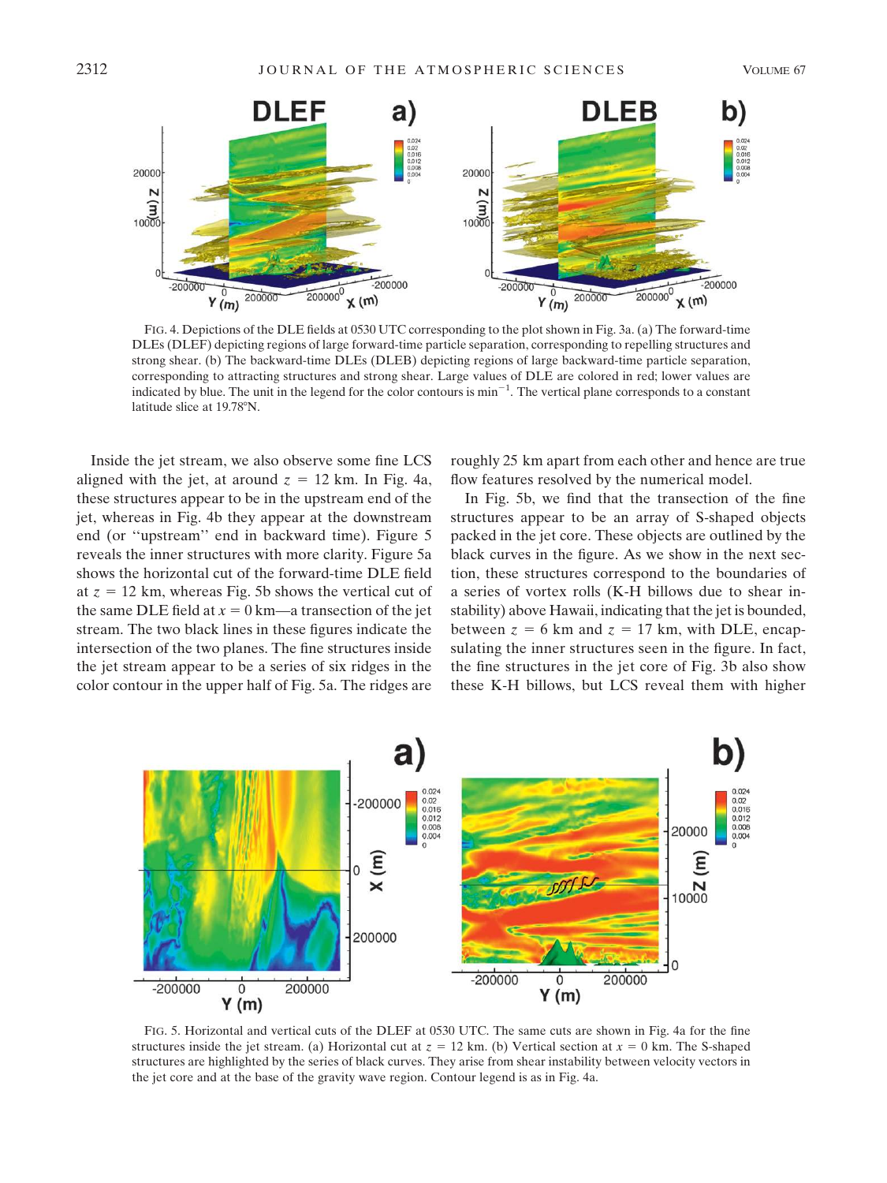FIG. 4. Depictions of the DLE fields at 0530 UTC corresponding to the plot shown in Fig. 3a. (a) The forward-time DLEs (DLEF) depicting regions of large forward-time particle separation, corresponding to repelling structures and strong shear. (b) The backward-time DLEs (DLEB) depicting regions of large backward-time particle separation, corresponding to attracting structures and strong shear. Large values of DLE are colored in red; lower values are indicated by blue. The unit in the legend for the color contours is min$^{-1}$. The vertical plane corresponds to a constant latitude slice at 19.78°N.

Inside the jet stream, we also observe some fine LCS aligned with the jet, at around $z$ = 12 km. In Fig. 4a, these structures appear to be in the upstream end of the jet, whereas in Fig. 4b they appear at the downstream end (or "upstream" end in backward time). Figure 5 reveals the inner structures with more clarity. Figure 5a shows the horizontal cut of the forward-time DLE field at $z$ = 12 km, whereas Fig. 5b shows the vertical cut of the same DLE field at $x$ = 0 km—a transection of the jet stream. The two black lines in these figures indicate the intersection of the two planes. The fine structures inside the jet stream appear to be a series of six ridges in the color contour in the upper half of Fig. 5a. The ridges are roughly 25 km apart from each other and hence are true flow features resolved by the numerical model.

In Fig. 5b, we find that the transection of the fine structures appear to be an array of S-shaped objects packed in the jet core. These objects are outlined by the black curves in the figure. As we show in the next section, these structures correspond to the boundaries of a series of vortex rolls (K-H billows due to shear instability) above Hawaii, indicating that the jet is bounded, between $z$ = 6 km and $z$ = 17 km, with DLE, encapsulating the inner structures seen in the figure. In fact, the fine structures in the jet core of Fig. 3b also show these K-H billows, but LCS reveal them with higher

FIG. 5. Horizontal and vertical cuts of the DLEF at 0530 UTC. The same cuts are shown in Fig. 4a for the fine structures inside the jet stream. (a) Horizontal cut at $z$ = 12 km. (b) Vertical section at $x$ = 0 km. The S-shaped structures are highlighted by the series of black curves. They arise from shear instability between velocity vectors in the jet core and at the base of the gravity wave region. Contour legend is as in Fig. 4a.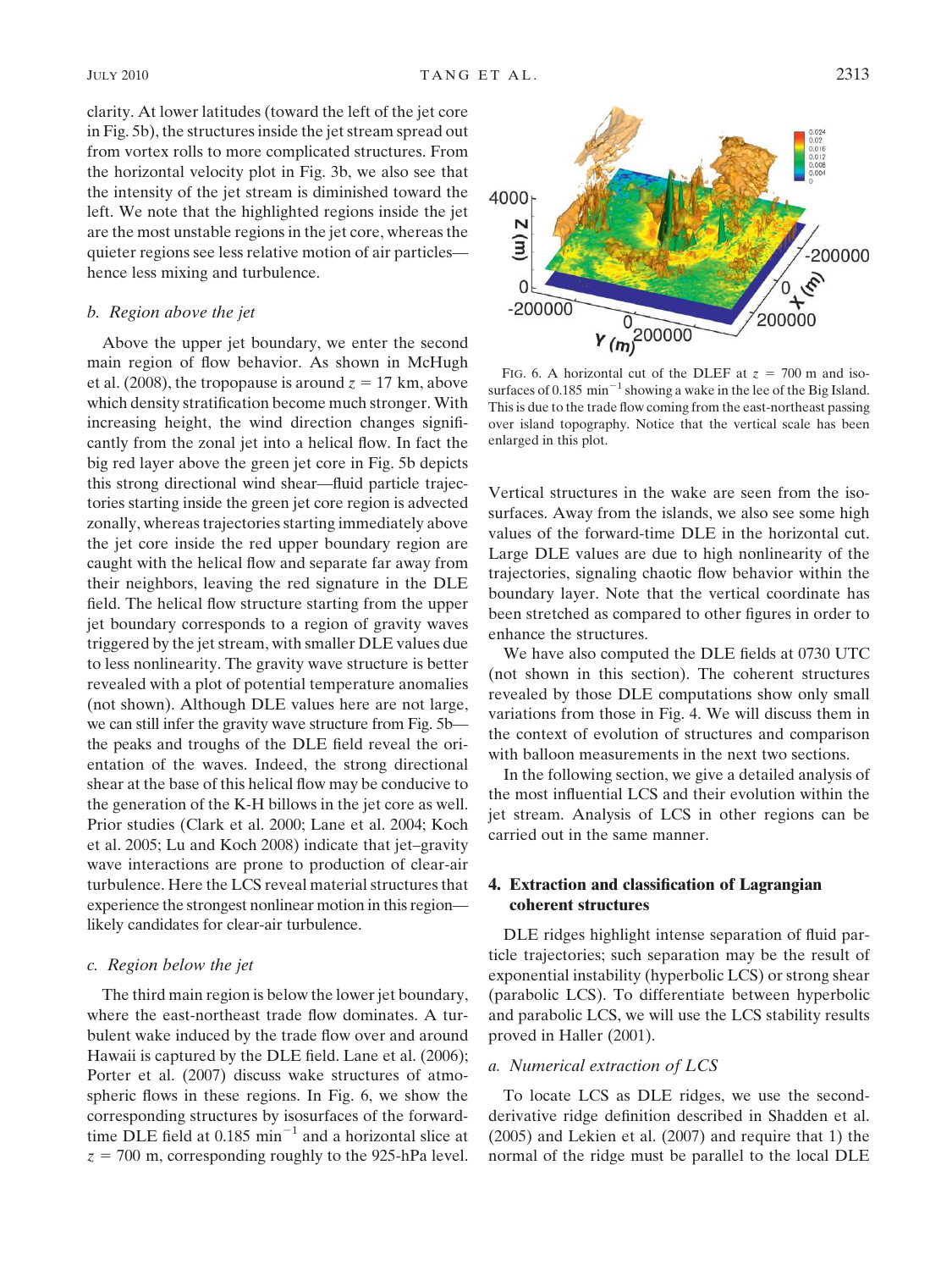clarity. At lower latitudes (toward the left of the jet core in Fig. 5b), the structures inside the jet stream spread out from vortex rolls to more complicated structures. From the horizontal velocity plot in Fig. 3b, we also see that the intensity of the jet stream is diminished toward the left. We note that the highlighted regions inside the jet are the most unstable regions in the jet core, whereas the quieter regions see less relative motion of air particles—hence less mixing and turbulence.

### b. Region above the jet

Above the upper jet boundary, we enter the second main region of flow behavior. As shown in McHugh et al. (2008), the tropopause is around $z = 17$ km, above which density stratification become much stronger. With increasing height, the wind direction changes significantly from the zonal jet into a helical flow. In fact the big red layer above the green jet core in Fig. 5b depicts this strong directional wind shear—fluid particle trajectories starting inside the green jet core region is advected zonally, whereas trajectories starting immediately above the jet core inside the red upper boundary region are caught with the helical flow and separate far away from their neighbors, leaving the red signature in the DLE field. The helical flow structure starting from the upper jet boundary corresponds to a region of gravity waves triggered by the jet stream, with smaller DLE values due to less nonlinearity. The gravity wave structure is better revealed with a plot of potential temperature anomalies (not shown). Although DLE values here are not large, we can still infer the gravity wave structure from Fig. 5b—the peaks and troughs of the DLE field reveal the orientation of the waves. Indeed, the strong directional shear at the base of this helical flow may be conducive to the generation of the K-H billows in the jet core as well. Prior studies (Clark et al. 2000; Lane et al. 2004; Koch et al. 2005; Lu and Koch 2008) indicate that jet–gravity wave interactions are prone to production of clear-air turbulence. Here the LCS reveal material structures that experience the strongest nonlinear motion in this region—likely candidates for clear-air turbulence.

### c. Region below the jet

The third main region is below the lower jet boundary, where the east-northeast trade flow dominates. A turbulent wake induced by the trade flow over and around Hawaii is captured by the DLE field. Lane et al. (2006); Porter et al. (2007) discuss wake structures of atmospheric flows in these regions. In Fig. 6, we show the corresponding structures by isosurfaces of the forward-time DLE field at 0.185 $\text{min}^{-1}$ and a horizontal slice at $z = 700$ m, corresponding roughly to the 925-hPa level.

4000
Z (m)
0
-200000
0
Y (m)
200000
-200000
0
X (m)
200000
0.024
0.02
0.016
0.012
0.008
0.004
0

FIG. 6. A horizontal cut of the DLEF at $z = 700$ m and isosurfaces of 0.185 $\text{min}^{-1}$ showing a wake in the lee of the Big Island. This is due to the trade flow coming from the east-northeast passing over island topography. Notice that the vertical scale has been enlarged in this plot.

Vertical structures in the wake are seen from the isosurfaces. Away from the islands, we also see some high values of the forward-time DLE in the horizontal cut. Large DLE values are due to high nonlinearity of the trajectories, signaling chaotic flow behavior within the boundary layer. Note that the vertical coordinate has been stretched as compared to other figures in order to enhance the structures.

We have also computed the DLE fields at 0730 UTC (not shown in this section). The coherent structures revealed by those DLE computations show only small variations from those in Fig. 4. We will discuss them in the context of evolution of structures and comparison with balloon measurements in the next two sections.

In the following section, we give a detailed analysis of the most influential LCS and their evolution within the jet stream. Analysis of LCS in other regions can be carried out in the same manner.

## 4. Extraction and classification of Lagrangian coherent structures

DLE ridges highlight intense separation of fluid particle trajectories; such separation may be the result of exponential instability (hyperbolic LCS) or strong shear (parabolic LCS). To differentiate between hyperbolic and parabolic LCS, we will use the LCS stability results proved in Haller (2001).

### a. Numerical extraction of LCS

To locate LCS as DLE ridges, we use the second-derivative ridge definition described in Shadden et al. (2005) and Lekien et al. (2007) and require that 1) the normal of the ridge must be parallel to the local DLE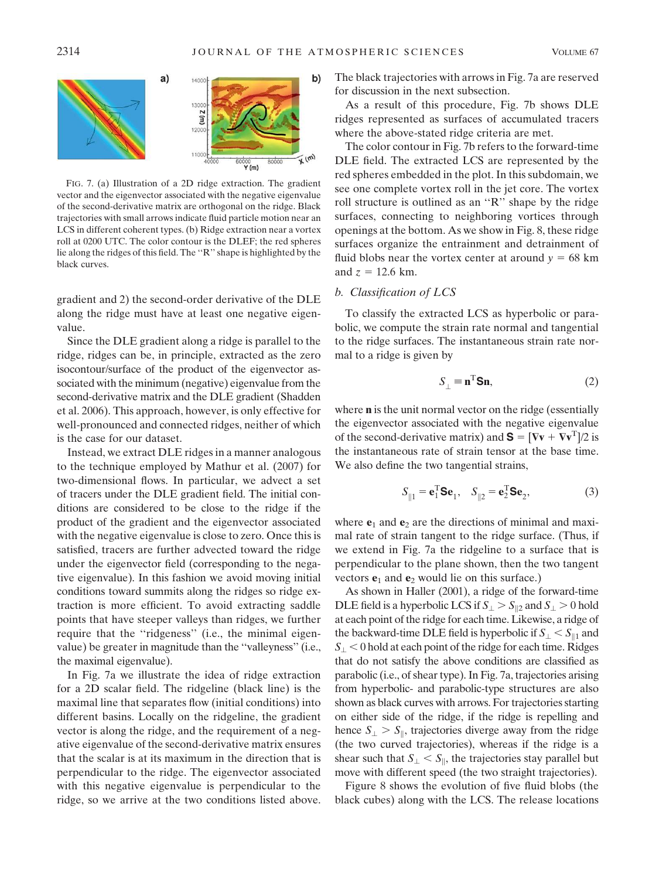FIG. 7. (a) Illustration of a 2D ridge extraction. The gradient vector and the eigenvector associated with the negative eigenvalue of the second-derivative matrix are orthogonal on the ridge. Black trajectories with small arrows indicate fluid particle motion near an LCS in different coherent types. (b) Ridge extraction near a vortex roll at 0200 UTC. The color contour is the DLEF; the red spheres lie along the ridges of this field. The "R" shape is highlighted by the black curves.

gradient and 2) the second-order derivative of the DLE along the ridge must have at least one negative eigenvalue.

Since the DLE gradient along a ridge is parallel to the ridge, ridges can be, in principle, extracted as the zero isocontour/surface of the product of the eigenvector associated with the minimum (negative) eigenvalue from the second-derivative matrix and the DLE gradient (Shadden et al. 2006). This approach, however, is only effective for well-pronounced and connected ridges, neither of which is the case for our dataset.

Instead, we extract DLE ridges in a manner analogous to the technique employed by Mathur et al. (2007) for two-dimensional flows. In particular, we advect a set of tracers under the DLE gradient field. The initial conditions are considered to be close to the ridge if the product of the gradient and the eigenvector associated with the negative eigenvalue is close to zero. Once this is satisfied, tracers are further advected toward the ridge under the eigenvector field (corresponding to the negative eigenvalue). In this fashion we avoid moving initial conditions toward summits along the ridges so ridge extraction is more efficient. To avoid extracting saddle points that have steeper valleys than ridges, we further require that the "ridgeness" (i.e., the minimal eigenvalue) be greater in magnitude than the "valleyness" (i.e., the maximal eigenvalue).

In Fig. 7a we illustrate the idea of ridge extraction for a 2D scalar field. The ridgeline (black line) is the maximal line that separates flow (initial conditions) into different basins. Locally on the ridgeline, the gradient vector is along the ridge, and the requirement of a negative eigenvalue of the second-derivative matrix ensures that the scalar is at its maximum in the direction that is perpendicular to the ridge. The eigenvector associated with this negative eigenvalue is perpendicular to the ridge, so we arrive at the two conditions listed above. The black trajectories with arrows in Fig. 7a are reserved for discussion in the next subsection.

As a result of this procedure, Fig. 7b shows DLE ridges represented as surfaces of accumulated tracers where the above-stated ridge criteria are met.

The color contour in Fig. 7b refers to the forward-time DLE field. The extracted LCS are represented by the red spheres embedded in the plot. In this subdomain, we see one complete vortex roll in the jet core. The vortex roll structure is outlined as an "R" shape by the ridge surfaces, connecting to neighboring vortices through openings at the bottom. As we show in Fig. 8, these ridge surfaces organize the entrainment and detrainment of fluid blobs near the vortex center at around $y = 68$ km and $z = 12.6$ km.

### b. Classification of LCS

To classify the extracted LCS as hyperbolic or parabolic, we compute the strain rate normal and tangential to the ridge surfaces. The instantaneous strain rate normal to a ridge is given by

$$S_{\perp} \equiv \mathbf{n}^{\mathrm{T}}\mathbf{S}\mathbf{n}, \tag{2}$$

where $\mathbf{n}$ is the unit normal vector on the ridge (essentially the eigenvector associated with the negative eigenvalue of the second-derivative matrix) and $\mathbf{S} = [\nabla\mathbf{v} + \nabla\mathbf{v}^{\mathrm{T}}]/2$ is the instantaneous rate of strain tensor at the base time. We also define the two tangential strains,

$$S_{\parallel 1} = \mathbf{e}_1^{\mathrm{T}}\mathbf{S}\mathbf{e}_1, \quad S_{\parallel 2} = \mathbf{e}_2^{\mathrm{T}}\mathbf{S}\mathbf{e}_2, \tag{3}$$

where $\mathbf{e}_1$ and $\mathbf{e}_2$ are the directions of minimal and maximal rate of strain tangent to the ridge surface. (Thus, if we extend in Fig. 7a the ridgeline to a surface that is perpendicular to the plane shown, then the two tangent vectors $\mathbf{e}_1$ and $\mathbf{e}_2$ would lie on this surface.)

As shown in Haller (2001), a ridge of the forward-time DLE field is a hyperbolic LCS if $S_{\perp} > S_{\parallel 2}$ and $S_{\perp} > 0$ hold at each point of the ridge for each time. Likewise, a ridge of the backward-time DLE field is hyperbolic if $S_{\perp} < S_{\parallel 1}$ and $S_{\perp} < 0$ hold at each point of the ridge for each time. Ridges that do not satisfy the above conditions are classified as parabolic (i.e., of shear type). In Fig. 7a, trajectories arising from hyperbolic- and parabolic-type structures are also shown as black curves with arrows. For trajectories starting on either side of the ridge, if the ridge is repelling and hence $S_{\perp} > S_{\parallel}$, trajectories diverge away from the ridge (the two curved trajectories), whereas if the ridge is a shear such that $S_{\perp} < S_{\parallel}$, the trajectories stay parallel but move with different speed (the two straight trajectories).

Figure 8 shows the evolution of five fluid blobs (the black cubes) along with the LCS. The release locations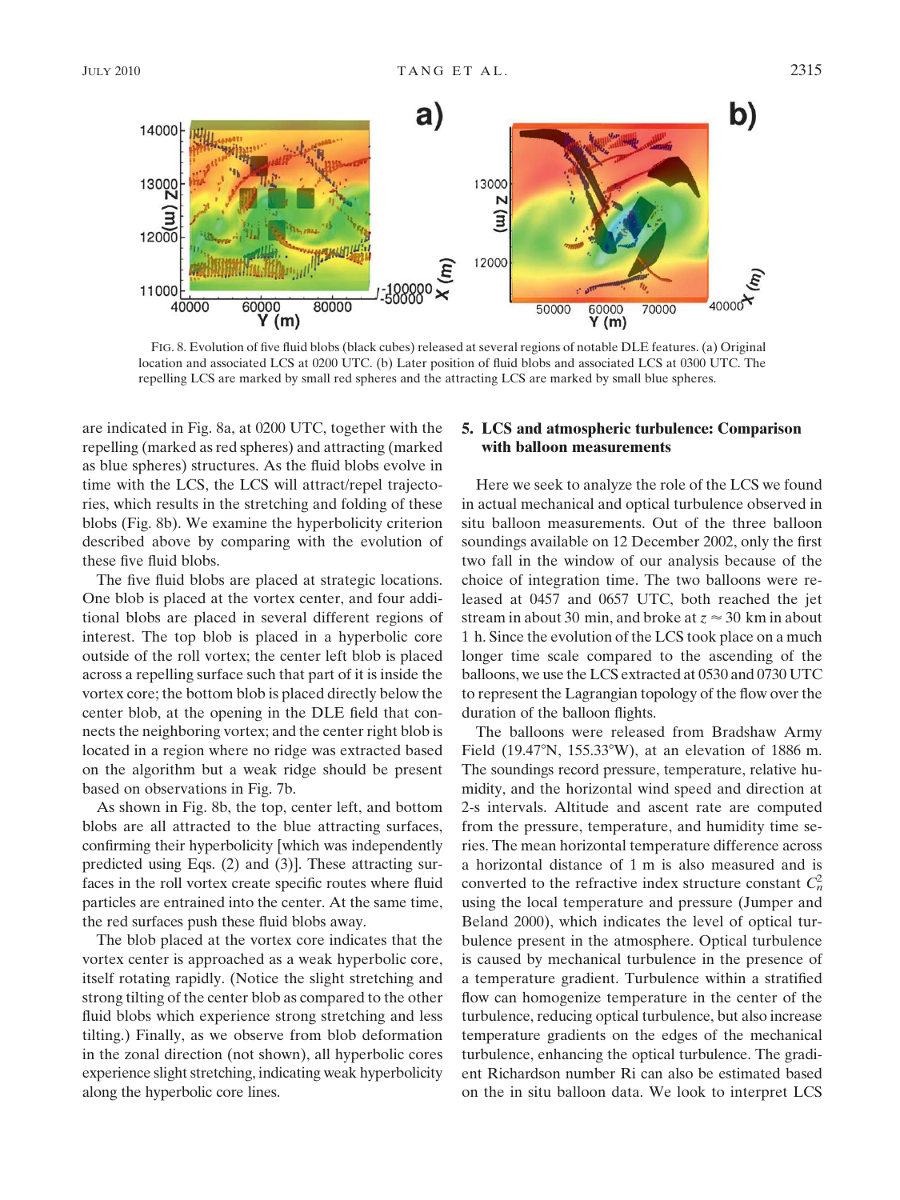a)

14000
13000
12000
11000
Z (m)
40000
60000
80000
Y (m)
-100000
-50000
X (m)

b)

13000
12000
Z (m)
50000
60000
70000
Y (m)
40000
X (m)

FIG. 8. Evolution of five fluid blobs (black cubes) released at several regions of notable DLE features. (a) Original location and associated LCS at 0200 UTC. (b) Later position of fluid blobs and associated LCS at 0300 UTC. The repelling LCS are marked by small red spheres and the attracting LCS are marked by small blue spheres.

are indicated in Fig. 8a, at 0200 UTC, together with the repelling (marked as red spheres) and attracting (marked as blue spheres) structures. As the fluid blobs evolve in time with the LCS, the LCS will attract/repel trajectories, which results in the stretching and folding of these blobs (Fig. 8b). We examine the hyperbolicity criterion described above by comparing with the evolution of these five fluid blobs.

The five fluid blobs are placed at strategic locations. One blob is placed at the vortex center, and four additional blobs are placed in several different regions of interest. The top blob is placed in a hyperbolic core outside of the roll vortex; the center left blob is placed across a repelling surface such that part of it is inside the vortex core; the bottom blob is placed directly below the center blob, at the opening in the DLE field that connects the neighboring vortex; and the center right blob is located in a region where no ridge was extracted based on the algorithm but a weak ridge should be present based on observations in Fig. 7b.

As shown in Fig. 8b, the top, center left, and bottom blobs are all attracted to the blue attracting surfaces, confirming their hyperbolicity [which was independently predicted using Eqs. (2) and (3)]. These attracting surfaces in the roll vortex create specific routes where fluid particles are entrained into the center. At the same time, the red surfaces push these fluid blobs away.

The blob placed at the vortex core indicates that the vortex center is approached as a weak hyperbolic core, itself rotating rapidly. (Notice the slight stretching and strong tilting of the center blob as compared to the other fluid blobs which experience strong stretching and less tilting.) Finally, as we observe from blob deformation in the zonal direction (not shown), all hyperbolic cores experience slight stretching, indicating weak hyperbolicity along the hyperbolic core lines.

## 5. LCS and atmospheric turbulence: Comparison with balloon measurements

Here we seek to analyze the role of the LCS we found in actual mechanical and optical turbulence observed in situ balloon measurements. Out of the three balloon soundings available on 12 December 2002, only the first two fall in the window of our analysis because of the choice of integration time. The two balloons were released at 0457 and 0657 UTC, both reached the jet stream in about 30 min, and broke at $z \approx 30$ km in about 1 h. Since the evolution of the LCS took place on a much longer time scale compared to the ascending of the balloons, we use the LCS extracted at 0530 and 0730 UTC to represent the Lagrangian topology of the flow over the duration of the balloon flights.

The balloons were released from Bradshaw Army Field (19.47°N, 155.33°W), at an elevation of 1886 m. The soundings record pressure, temperature, relative humidity, and the horizontal wind speed and direction at 2-s intervals. Altitude and ascent rate are computed from the pressure, temperature, and humidity time series. The mean horizontal temperature difference across a horizontal distance of 1 m is also measured and is converted to the refractive index structure constant $C_n^2$ using the local temperature and pressure (Jumper and Beland 2000), which indicates the level of optical turbulence present in the atmosphere. Optical turbulence is caused by mechanical turbulence in the presence of a temperature gradient. Turbulence within a stratified flow can homogenize temperature in the center of the turbulence, reducing optical turbulence, but also increase temperature gradients on the edges of the mechanical turbulence, enhancing the optical turbulence. The gradient Richardson number Ri can also be estimated based on the in situ balloon data. We look to interpret LCS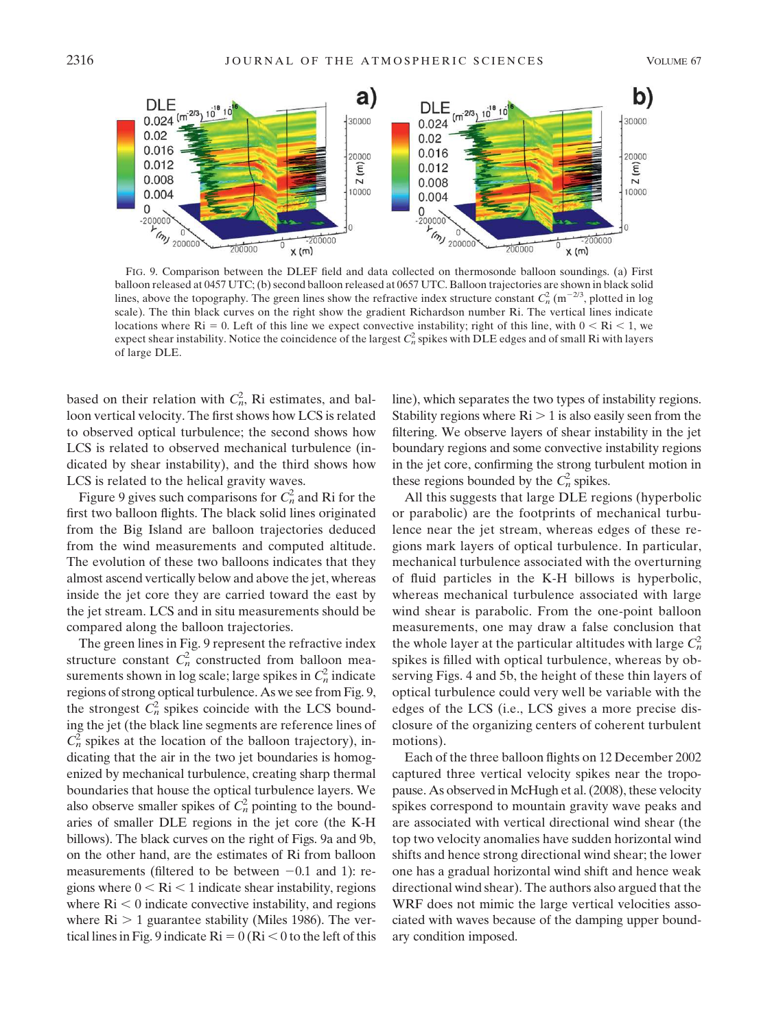FIG. 9. Comparison between the DLEF field and data collected on thermosonde balloon soundings. (a) First balloon released at 0457 UTC; (b) second balloon released at 0657 UTC. Balloon trajectories are shown in black solid lines, above the topography. The green lines show the refractive index structure constant $C_n^2$ ($m^{-2/3}$, plotted in log scale). The thin black curves on the right show the gradient Richardson number Ri. The vertical lines indicate locations where Ri = 0. Left of this line we expect convective instability; right of this line, with $0 < Ri < 1$, we expect shear instability. Notice the coincidence of the largest $C_n^2$ spikes with DLE edges and of small Ri with layers of large DLE.

based on their relation with $C_n^2$, Ri estimates, and balloon vertical velocity. The first shows how LCS is related to observed optical turbulence; the second shows how LCS is related to observed mechanical turbulence (indicated by shear instability), and the third shows how LCS is related to the helical gravity waves.

Figure 9 gives such comparisons for $C_n^2$ and Ri for the first two balloon flights. The black solid lines originated from the Big Island are balloon trajectories deduced from the wind measurements and computed altitude. The evolution of these two balloons indicates that they almost ascend vertically below and above the jet, whereas inside the jet core they are carried toward the east by the jet stream. LCS and in situ measurements should be compared along the balloon trajectories.

The green lines in Fig. 9 represent the refractive index structure constant $C_n^2$ constructed from balloon measurements shown in log scale; large spikes in $C_n^2$ indicate regions of strong optical turbulence. As we see from Fig. 9, the strongest $C_n^2$ spikes coincide with the LCS bounding the jet (the black line segments are reference lines of $C_n^2$ spikes at the location of the balloon trajectory), indicating that the air in the two jet boundaries is homogenized by mechanical turbulence, creating sharp thermal boundaries that house the optical turbulence layers. We also observe smaller spikes of $C_n^2$ pointing to the boundaries of smaller DLE regions in the jet core (the K-H billows). The black curves on the right of Figs. 9a and 9b, on the other hand, are the estimates of Ri from balloon measurements (filtered to be between $-0.1$ and 1): regions where $0 < Ri < 1$ indicate shear instability, regions where $Ri < 0$ indicate convective instability, and regions where $Ri > 1$ guarantee stability (Miles 1986). The vertical lines in Fig. 9 indicate $Ri = 0$ ($Ri < 0$ to the left of this line), which separates the two types of instability regions. Stability regions where $Ri > 1$ is also easily seen from the filtering. We observe layers of shear instability in the jet boundary regions and some convective instability regions in the jet core, confirming the strong turbulent motion in these regions bounded by the $C_n^2$ spikes.

All this suggests that large DLE regions (hyperbolic or parabolic) are the footprints of mechanical turbulence near the jet stream, whereas edges of these regions mark layers of optical turbulence. In particular, mechanical turbulence associated with the overturning of fluid particles in the K-H billows is hyperbolic, whereas mechanical turbulence associated with large wind shear is parabolic. From the one-point balloon measurements, one may draw a false conclusion that the whole layer at the particular altitudes with large $C_n^2$ spikes is filled with optical turbulence, whereas by observing Figs. 4 and 5b, the height of these thin layers of optical turbulence could very well be variable with the edges of the LCS (i.e., LCS gives a more precise disclosure of the organizing centers of coherent turbulent motions).

Each of the three balloon flights on 12 December 2002 captured three vertical velocity spikes near the tropopause. As observed in McHugh et al. (2008), these velocity spikes correspond to mountain gravity wave peaks and are associated with vertical directional wind shear (the top two velocity anomalies have sudden horizontal wind shifts and hence strong directional wind shear; the lower one has a gradual horizontal wind shift and hence weak directional wind shear). The authors also argued that the WRF does not mimic the large vertical velocities associated with waves because of the damping upper boundary condition imposed.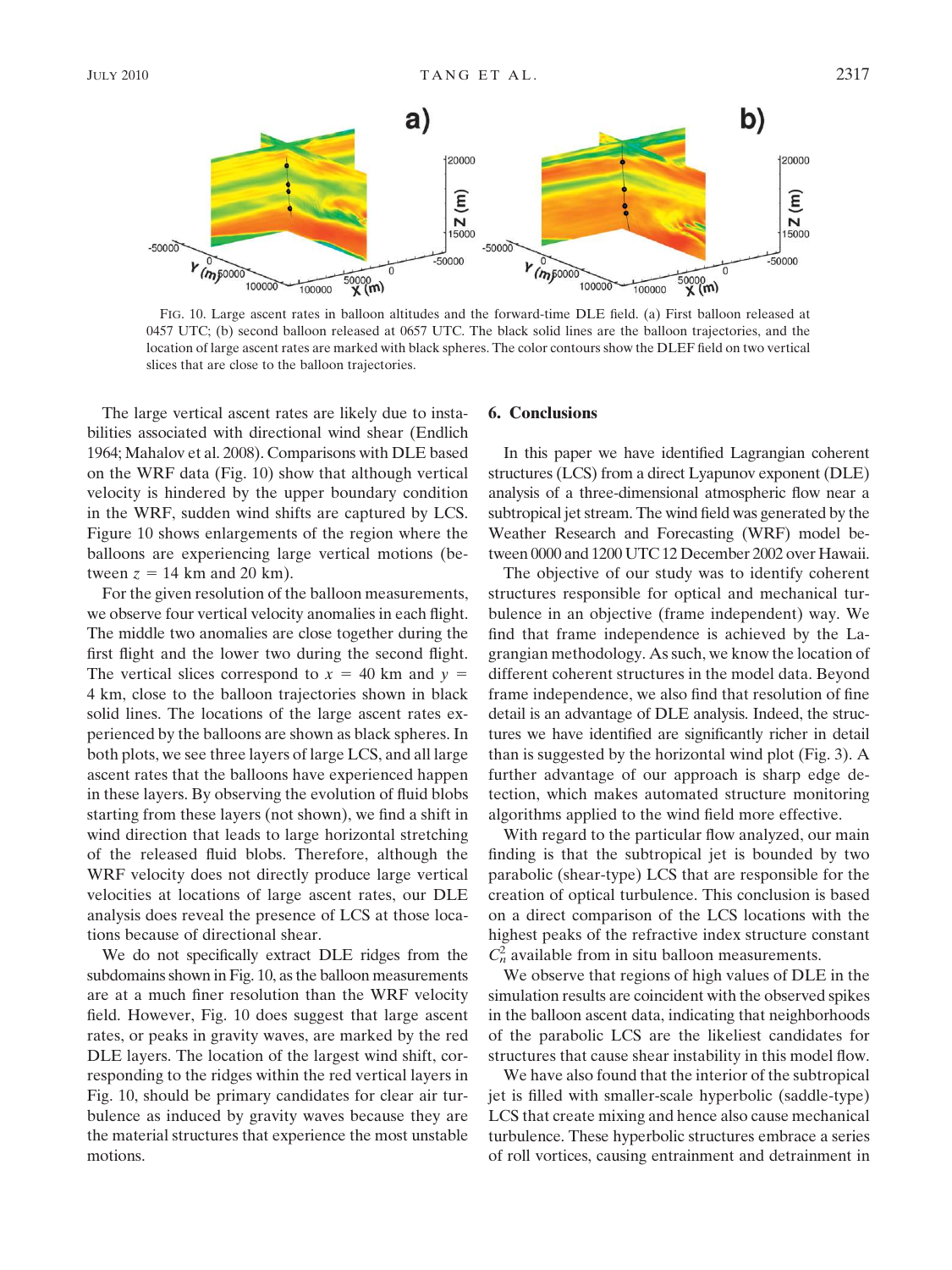a)

20000

Z (m)

15000

-50000

0

Y (m)

50000

100000

100000

50000

0

-50000

X (m)

b)

20000

Z (m)

15000

-50000

0

Y (m)

50000

100000

100000

50000

0

-50000

X (m)

FIG. 10. Large ascent rates in balloon altitudes and the forward-time DLE field. (a) First balloon released at 0457 UTC; (b) second balloon released at 0657 UTC. The black solid lines are the balloon trajectories, and the location of large ascent rates are marked with black spheres. The color contours show the DLEF field on two vertical slices that are close to the balloon trajectories.

The large vertical ascent rates are likely due to instabilities associated with directional wind shear (Endlich 1964; Mahalov et al. 2008). Comparisons with DLE based on the WRF data (Fig. 10) show that although vertical velocity is hindered by the upper boundary condition in the WRF, sudden wind shifts are captured by LCS. Figure 10 shows enlargements of the region where the balloons are experiencing large vertical motions (between $z = 14$ km and 20 km).

For the given resolution of the balloon measurements, we observe four vertical velocity anomalies in each flight. The middle two anomalies are close together during the first flight and the lower two during the second flight. The vertical slices correspond to $x = 40$ km and $y = 4$ km, close to the balloon trajectories shown in black solid lines. The locations of the large ascent rates experienced by the balloons are shown as black spheres. In both plots, we see three layers of large LCS, and all large ascent rates that the balloons have experienced happen in these layers. By observing the evolution of fluid blobs starting from these layers (not shown), we find a shift in wind direction that leads to large horizontal stretching of the released fluid blobs. Therefore, although the WRF velocity does not directly produce large vertical velocities at locations of large ascent rates, our DLE analysis does reveal the presence of LCS at those locations because of directional shear.

We do not specifically extract DLE ridges from the subdomains shown in Fig. 10, as the balloon measurements are at a much finer resolution than the WRF velocity field. However, Fig. 10 does suggest that large ascent rates, or peaks in gravity waves, are marked by the red DLE layers. The location of the largest wind shift, corresponding to the ridges within the red vertical layers in Fig. 10, should be primary candidates for clear air turbulence as induced by gravity waves because they are the material structures that experience the most unstable motions.

## 6. Conclusions

In this paper we have identified Lagrangian coherent structures (LCS) from a direct Lyapunov exponent (DLE) analysis of a three-dimensional atmospheric flow near a subtropical jet stream. The wind field was generated by the Weather Research and Forecasting (WRF) model between 0000 and 1200 UTC 12 December 2002 over Hawaii.

The objective of our study was to identify coherent structures responsible for optical and mechanical turbulence in an objective (frame independent) way. We find that frame independence is achieved by the Lagrangian methodology. As such, we know the location of different coherent structures in the model data. Beyond frame independence, we also find that resolution of fine detail is an advantage of DLE analysis. Indeed, the structures we have identified are significantly richer in detail than is suggested by the horizontal wind plot (Fig. 3). A further advantage of our approach is sharp edge detection, which makes automated structure monitoring algorithms applied to the wind field more effective.

With regard to the particular flow analyzed, our main finding is that the subtropical jet is bounded by two parabolic (shear-type) LCS that are responsible for the creation of optical turbulence. This conclusion is based on a direct comparison of the LCS locations with the highest peaks of the refractive index structure constant $C_n^2$ available from in situ balloon measurements.

We observe that regions of high values of DLE in the simulation results are coincident with the observed spikes in the balloon ascent data, indicating that neighborhoods of the parabolic LCS are the likeliest candidates for structures that cause shear instability in this model flow.

We have also found that the interior of the subtropical jet is filled with smaller-scale hyperbolic (saddle-type) LCS that create mixing and hence also cause mechanical turbulence. These hyperbolic structures embrace a series of roll vortices, causing entrainment and detrainment in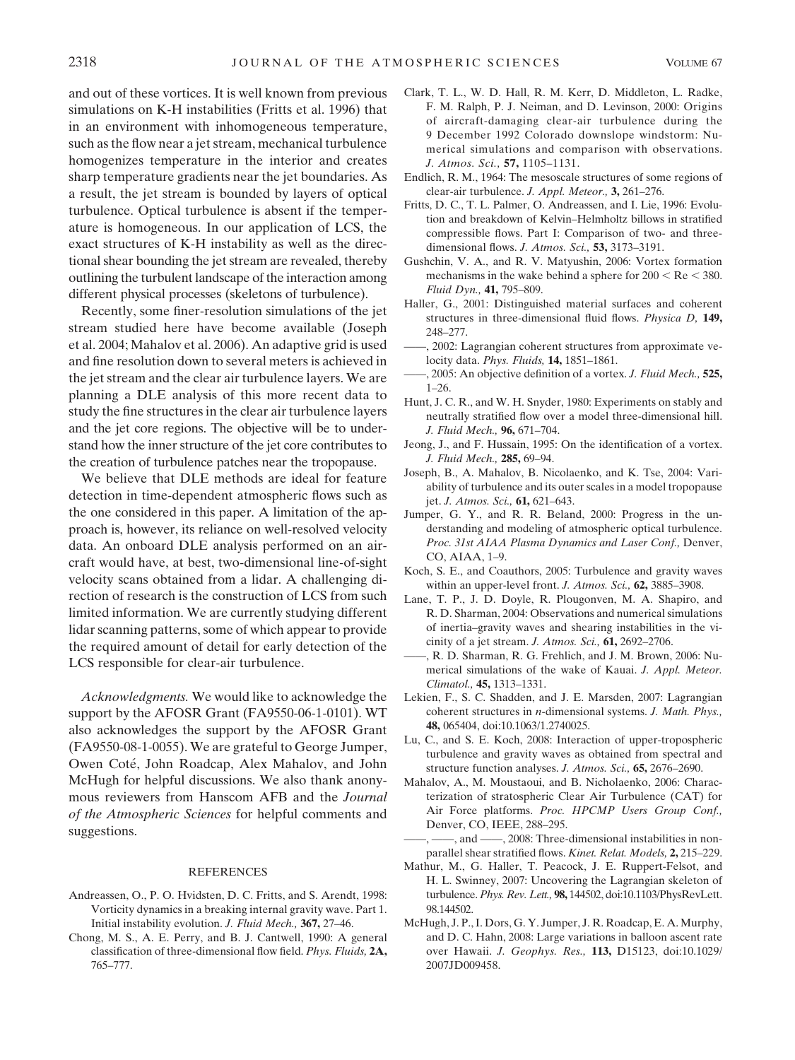and out of these vortices. It is well known from previous simulations on K-H instabilities (Fritts et al. 1996) that in an environment with inhomogeneous temperature, such as the flow near a jet stream, mechanical turbulence homogenizes temperature in the interior and creates sharp temperature gradients near the jet boundaries. As a result, the jet stream is bounded by layers of optical turbulence. Optical turbulence is absent if the temperature is homogeneous. In our application of LCS, the exact structures of K-H instability as well as the directional shear bounding the jet stream are revealed, thereby outlining the turbulent landscape of the interaction among different physical processes (skeletons of turbulence).

Recently, some finer-resolution simulations of the jet stream studied here have become available (Joseph et al. 2004; Mahalov et al. 2006). An adaptive grid is used and fine resolution down to several meters is achieved in the jet stream and the clear air turbulence layers. We are planning a DLE analysis of this more recent data to study the fine structures in the clear air turbulence layers and the jet core regions. The objective will be to understand how the inner structure of the jet core contributes to the creation of turbulence patches near the tropopause.

We believe that DLE methods are ideal for feature detection in time-dependent atmospheric flows such as the one considered in this paper. A limitation of the approach is, however, its reliance on well-resolved velocity data. An onboard DLE analysis performed on an aircraft would have, at best, two-dimensional line-of-sight velocity scans obtained from a lidar. A challenging direction of research is the construction of LCS from such limited information. We are currently studying different lidar scanning patterns, some of which appear to provide the required amount of detail for early detection of the LCS responsible for clear-air turbulence.

*Acknowledgments.* We would like to acknowledge the support by the AFOSR Grant (FA9550-06-1-0101). WT also acknowledges the support by the AFOSR Grant (FA9550-08-1-0055). We are grateful to George Jumper, Owen Coté, John Roadcap, Alex Mahalov, and John McHugh for helpful discussions. We also thank anonymous reviewers from Hanscom AFB and the *Journal of the Atmospheric Sciences* for helpful comments and suggestions.

## REFERENCES

Andreassen, O., P. O. Hvidsten, D. C. Fritts, and S. Arendt, 1998: Vorticity dynamics in a breaking internal gravity wave. Part 1. Initial instability evolution. *J. Fluid Mech.,* **367,** 27–46.

Chong, M. S., A. E. Perry, and B. J. Cantwell, 1990: A general classification of three-dimensional flow field. *Phys. Fluids,* **2A,** 765–777.

Clark, T. L., W. D. Hall, R. M. Kerr, D. Middleton, L. Radke, F. M. Ralph, P. J. Neiman, and D. Levinson, 2000: Origins of aircraft-damaging clear-air turbulence during the 9 December 1992 Colorado downslope windstorm: Numerical simulations and comparison with observations. *J. Atmos. Sci.,* **57,** 1105–1131.

Endlich, R. M., 1964: The mesoscale structures of some regions of clear-air turbulence. *J. Appl. Meteor.,* **3,** 261–276.

Fritts, D. C., T. L. Palmer, O. Andreassen, and I. Lie, 1996: Evolution and breakdown of Kelvin–Helmholtz billows in stratified compressible flows. Part I: Comparison of two- and three-dimensional flows. *J. Atmos. Sci.,* **53,** 3173–3191.

Gushchin, V. A., and R. V. Matyushin, 2006: Vortex formation mechanisms in the wake behind a sphere for $200 < Re < 380$. *Fluid Dyn.,* **41,** 795–809.

Haller, G., 2001: Distinguished material surfaces and coherent structures in three-dimensional fluid flows. *Physica D,* **149,** 248–277.

——, 2002: Lagrangian coherent structures from approximate velocity data. *Phys. Fluids,* **14,** 1851–1861.

——, 2005: An objective definition of a vortex. *J. Fluid Mech.,* **525,** 1–26.

Hunt, J. C. R., and W. H. Snyder, 1980: Experiments on stably and neutrally stratified flow over a model three-dimensional hill. *J. Fluid Mech.,* **96,** 671–704.

Jeong, J., and F. Hussain, 1995: On the identification of a vortex. *J. Fluid Mech.,* **285,** 69–94.

Joseph, B., A. Mahalov, B. Nicolaenko, and K. Tse, 2004: Variability of turbulence and its outer scales in a model tropopause jet. *J. Atmos. Sci.,* **61,** 621–643.

Jumper, G. Y., and R. R. Beland, 2000: Progress in the understanding and modeling of atmospheric optical turbulence. *Proc. 31st AIAA Plasma Dynamics and Laser Conf.,* Denver, CO, AIAA, 1–9.

Koch, S. E., and Coauthors, 2005: Turbulence and gravity waves within an upper-level front. *J. Atmos. Sci.,* **62,** 3885–3908.

Lane, T. P., J. D. Doyle, R. Plougonven, M. A. Shapiro, and R. D. Sharman, 2004: Observations and numerical simulations of inertia–gravity waves and shearing instabilities in the vicinity of a jet stream. *J. Atmos. Sci.,* **61,** 2692–2706.

——, R. D. Sharman, R. G. Frehlich, and J. M. Brown, 2006: Numerical simulations of the wake of Kauai. *J. Appl. Meteor. Climatol.,* **45,** 1313–1331.

Lekien, F., S. C. Shadden, and J. E. Marsden, 2007: Lagrangian coherent structures in *n*-dimensional systems. *J. Math. Phys.,* **48,** 065404, doi:10.1063/1.2740025.

Lu, C., and S. E. Koch, 2008: Interaction of upper-tropospheric turbulence and gravity waves as obtained from spectral and structure function analyses. *J. Atmos. Sci.,* **65,** 2676–2690.

Mahalov, A., M. Moustaoui, and B. Nicholaenko, 2006: Characterization of stratospheric Clear Air Turbulence (CAT) for Air Force platforms. *Proc. HPCMP Users Group Conf.,* Denver, CO, IEEE, 288–295.

——, ——, and ——, 2008: Three-dimensional instabilities in non-parallel shear stratified flows. *Kinet. Relat. Models,* **2,** 215–229.

Mathur, M., G. Haller, T. Peacock, J. E. Ruppert-Felsot, and H. L. Swinney, 2007: Uncovering the Lagrangian skeleton of turbulence. *Phys. Rev. Lett.,* **98,** 144502, doi:10.1103/PhysRevLett.98.144502.

McHugh, J. P., I. Dors, G. Y. Jumper, J. R. Roadcap, E. A. Murphy, and D. C. Hahn, 2008: Large variations in balloon ascent rate over Hawaii. *J. Geophys. Res.,* **113,** D15123, doi:10.1029/2007JD009458.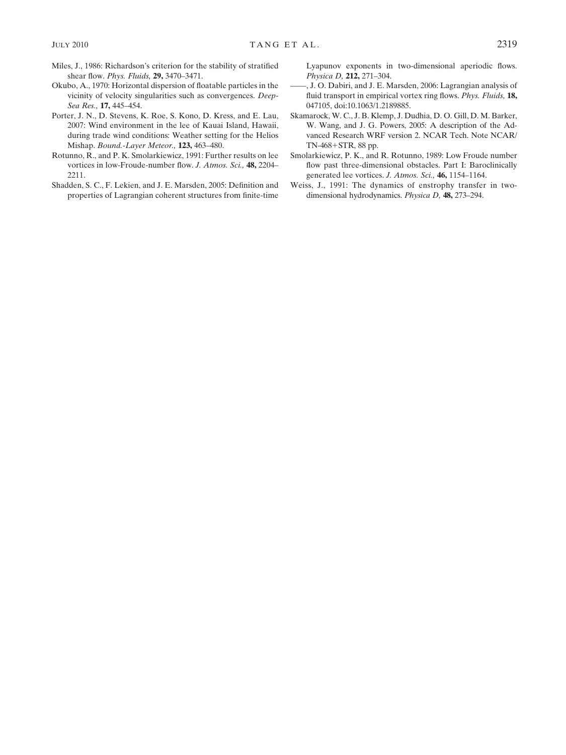Miles, J., 1986: Richardson's criterion for the stability of stratified shear flow. *Phys. Fluids,* **29,** 3470–3471.

Okubo, A., 1970: Horizontal dispersion of floatable particles in the vicinity of velocity singularities such as convergences. *Deep-Sea Res.,* **17,** 445–454.

Porter, J. N., D. Stevens, K. Roe, S. Kono, D. Kress, and E. Lau, 2007: Wind environment in the lee of Kauai Island, Hawaii, during trade wind conditions: Weather setting for the Helios Mishap. *Bound.-Layer Meteor.,* **123,** 463–480.

Rotunno, R., and P. K. Smolarkiewicz, 1991: Further results on lee vortices in low-Froude-number flow. *J. Atmos. Sci.,* **48,** 2204–2211.

Shadden, S. C., F. Lekien, and J. E. Marsden, 2005: Definition and properties of Lagrangian coherent structures from finite-time Lyapunov exponents in two-dimensional aperiodic flows. *Physica D,* **212,** 271–304.

——, J. O. Dabiri, and J. E. Marsden, 2006: Lagrangian analysis of fluid transport in empirical vortex ring flows. *Phys. Fluids,* **18,** 047105, doi:10.1063/1.2189885.

Skamarock, W. C., J. B. Klemp, J. Dudhia, D. O. Gill, D. M. Barker, W. Wang, and J. G. Powers, 2005: A description of the Advanced Research WRF version 2. NCAR Tech. Note NCAR/TN-468+STR, 88 pp.

Smolarkiewicz, P. K., and R. Rotunno, 1989: Low Froude number flow past three-dimensional obstacles. Part I: Baroclinically generated lee vortices. *J. Atmos. Sci.,* **46,** 1154–1164.

Weiss, J., 1991: The dynamics of enstrophy transfer in two-dimensional hydrodynamics. *Physica D,* **48,** 273–294.